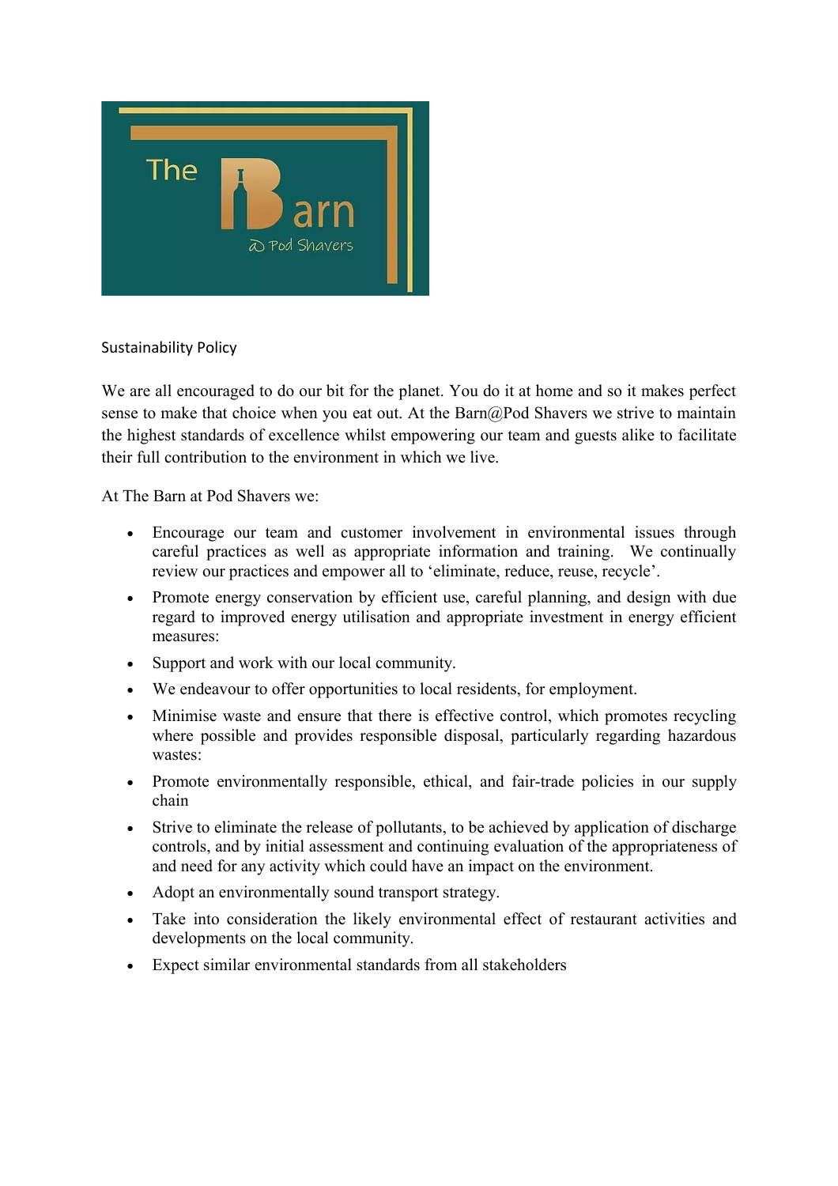# Sustainability Policy

We are all encouraged to do our bit for the planet. You do it at home and so it makes perfect sense to make that choice when you eat out. At the Barn@Pod Shavers we strive to maintain the highest standards of excellence whilst empowering our team and guests alike to facilitate their full contribution to the environment in which we live.

At The Barn at Pod Shavers we:

- Encourage our team and customer involvement in environmental issues through careful practices as well as appropriate information and training. We continually review our practices and empower all to 'eliminate, reduce, reuse, recycle'.
- Promote energy conservation by efficient use, careful planning, and design with due regard to improved energy utilisation and appropriate investment in energy efficient measures:
- Support and work with our local community.
- We endeavour to offer opportunities to local residents, for employment.
- Minimise waste and ensure that there is effective control, which promotes recycling where possible and provides responsible disposal, particularly regarding hazardous wastes:
- Promote environmentally responsible, ethical, and fair-trade policies in our supply chain
- Strive to eliminate the release of pollutants, to be achieved by application of discharge controls, and by initial assessment and continuing evaluation of the appropriateness of and need for any activity which could have an impact on the environment.
- Adopt an environmentally sound transport strategy.
- Take into consideration the likely environmental effect of restaurant activities and developments on the local community.
- Expect similar environmental standards from all stakeholders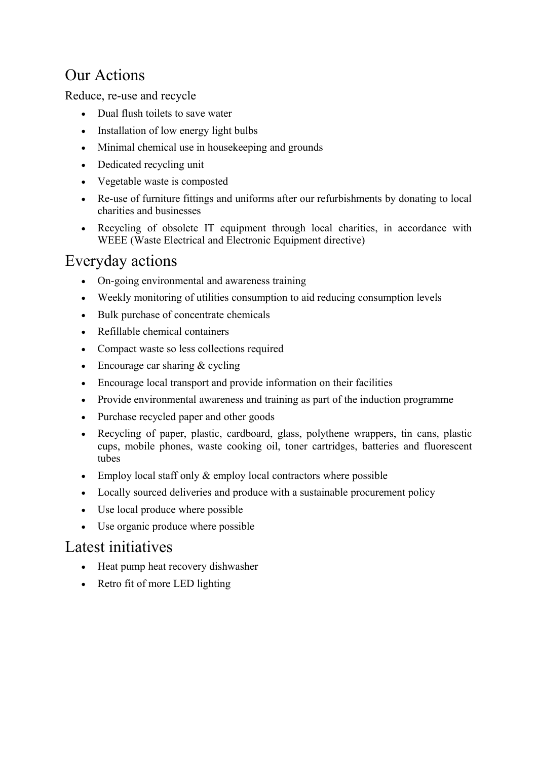## Our Actions

Reduce, re-use and recycle

- Dual flush toilets to save water
- Installation of low energy light bulbs
- Minimal chemical use in housekeeping and grounds
- Dedicated recycling unit
- Vegetable waste is composted
- Re-use of furniture fittings and uniforms after our refurbishments by donating to local charities and businesses
- Recycling of obsolete IT equipment through local charities, in accordance with WEEE (Waste Electrical and Electronic Equipment directive)

## Everyday actions

- On-going environmental and awareness training
- Weekly monitoring of utilities consumption to aid reducing consumption levels
- Bulk purchase of concentrate chemicals
- Refillable chemical containers
- Compact waste so less collections required
- Encourage car sharing & cycling
- Encourage local transport and provide information on their facilities
- Provide environmental awareness and training as part of the induction programme
- Purchase recycled paper and other goods
- Recycling of paper, plastic, cardboard, glass, polythene wrappers, tin cans, plastic cups, mobile phones, waste cooking oil, toner cartridges, batteries and fluorescent tubes
- Employ local staff only & employ local contractors where possible
- Locally sourced deliveries and produce with a sustainable procurement policy
- Use local produce where possible
- Use organic produce where possible

## Latest initiatives

- Heat pump heat recovery dishwasher
- Retro fit of more LED lighting